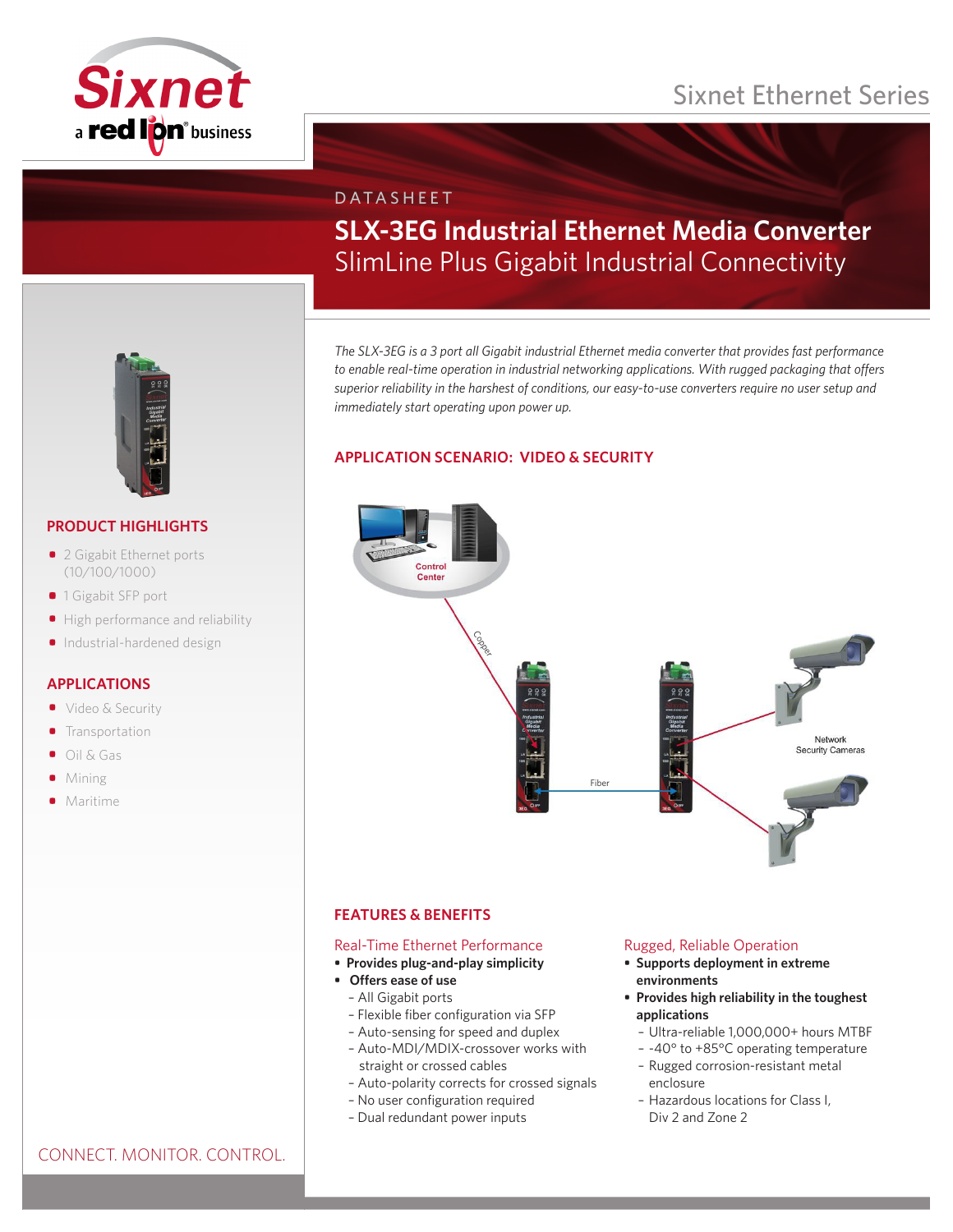Sixnet Ethernet Series

DATASHEET

# SLX-3EG Industrial Ethernet Media Converter

## SlimLine Plus Gigabit Industrial Connectivity

*The SLX-3EG is a 3 port all Gigabit industrial Ethernet media converter that provides fast performance to enable real-time operation in industrial networking applications. With rugged packaging that offers superior reliability in the harshest of conditions, our easy-to-use converters require no user setup and immediately start operating upon power up.*

## PRODUCT HIGHLIGHTS

- 2 Gigabit Ethernet ports (10/100/1000)
- 1 Gigabit SFP port
- High performance and reliability
- Industrial-hardened design

## APPLICATIONS

- Video & Security
- Transportation
- Oil & Gas
- Mining
- Maritime

## APPLICATION SCENARIO: VIDEO & SECURITY

Control Center

Copper

Fiber

Network Security Cameras

## FEATURES & BENEFITS

### Real-Time Ethernet Performance

- **Provides plug-and-play simplicity**
- **Offers ease of use**
  - All Gigabit ports
  - Flexible fiber configuration via SFP
  - Auto-sensing for speed and duplex
  - Auto-MDI/MDIX-crossover works with straight or crossed cables
  - Auto-polarity corrects for crossed signals
  - No user configuration required
  - Dual redundant power inputs

### Rugged, Reliable Operation

- **Supports deployment in extreme environments**
- **Provides high reliability in the toughest applications**
  - Ultra-reliable 1,000,000+ hours MTBF
  - -40° to +85°C operating temperature
  - Rugged corrosion-resistant metal enclosure
  - Hazardous locations for Class I, Div 2 and Zone 2

CONNECT. MONITOR. CONTROL.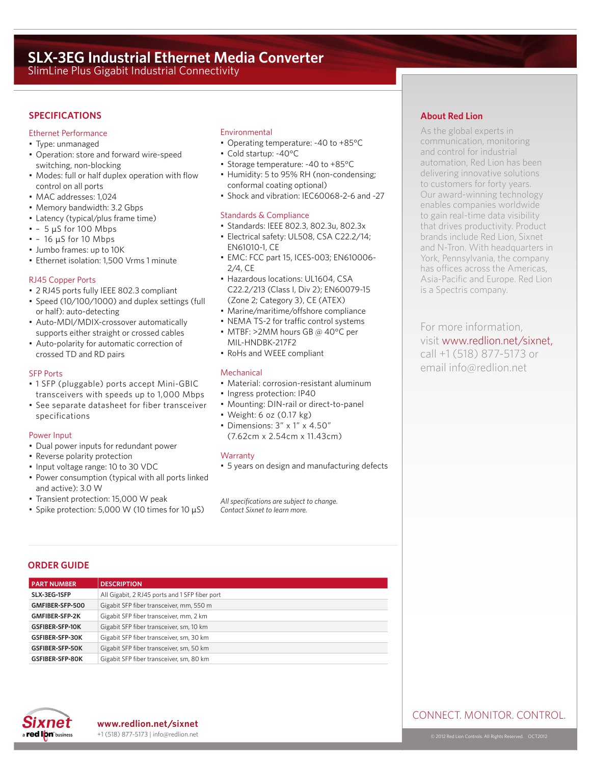# SLX-3EG Industrial Ethernet Media Converter

SlimLine Plus Gigabit Industrial Connectivity

## SPECIFICATIONS

### Ethernet Performance

- Type: unmanaged
- Operation: store and forward wire-speed switching, non-blocking
- Modes: full or half duplex operation with flow control on all ports
- MAC addresses: 1,024
- Memory bandwidth: 3.2 Gbps
- Latency (typical/plus frame time)
- – 5 µS for 100 Mbps
- – 16 µS for 10 Mbps
- Jumbo frames: up to 10K
- Ethernet isolation: 1,500 Vrms 1 minute

### RJ45 Copper Ports

- 2 RJ45 ports fully IEEE 802.3 compliant
- Speed (10/100/1000) and duplex settings (full or half): auto-detecting
- Auto-MDI/MDIX-crossover automatically supports either straight or crossed cables
- Auto-polarity for automatic correction of crossed TD and RD pairs

### SFP Ports

- 1 SFP (pluggable) ports accept Mini-GBIC transceivers with speeds up to 1,000 Mbps
- See separate datasheet for fiber transceiver specifications

### Power Input

- Dual power inputs for redundant power
- Reverse polarity protection
- Input voltage range: 10 to 30 VDC
- Power consumption (typical with all ports linked and active): 3.0 W
- Transient protection: 15,000 W peak
- Spike protection: 5,000 W (10 times for 10 µS)

### Environmental

- Operating temperature: -40 to +85°C
- Cold startup: -40°C
- Storage temperature: -40 to +85°C
- Humidity: 5 to 95% RH (non-condensing; conformal coating optional)
- Shock and vibration: IEC60068-2-6 and -27

### Standards & Compliance

- Standards: IEEE 802.3, 802.3u, 802.3x
- Electrical safety: UL508, CSA C22.2/14; EN61010-1, CE
- EMC: FCC part 15, ICES-003; EN610006-2/4, CE
- Hazardous locations: UL1604, CSA C22.2/213 (Class I, Div 2); EN60079-15 (Zone 2; Category 3), CE (ATEX)
- Marine/maritime/offshore compliance
- NEMA TS-2 for traffic control systems
- MTBF: >2MM hours GB @ 40°C per MIL-HNDBK-217F2
- RoHs and WEEE compliant

### Mechanical

- Material: corrosion-resistant aluminum
- Ingress protection: IP40
- Mounting: DIN-rail or direct-to-panel
- Weight: 6 oz (0.17 kg)
- Dimensions: 3" x 1" x 4.50" (7.62cm x 2.54cm x 11.43cm)

### Warranty

- 5 years on design and manufacturing defects

*All specifications are subject to change. Contact Sixnet to learn more.*

## ORDER GUIDE

| PART NUMBER | DESCRIPTION |
|---|---|
| SLX-3EG-1SFP | All Gigabit, 2 RJ45 ports and 1 SFP fiber port |
| GMFIBER-SFP-500 | Gigabit SFP fiber transceiver, mm, 550 m |
| GMFIBER-SFP-2K | Gigabit SFP fiber transceiver, mm, 2 km |
| GSFIBER-SFP-10K | Gigabit SFP fiber transceiver, sm, 10 km |
| GSFIBER-SFP-30K | Gigabit SFP fiber transceiver, sm, 30 km |
| GSFIBER-SFP-50K | Gigabit SFP fiber transceiver, sm, 50 km |
| GSFIBER-SFP-80K | Gigabit SFP fiber transceiver, sm, 80 km |

## About Red Lion

As the global experts in communication, monitoring and control for industrial automation, Red Lion has been delivering innovative solutions to customers for forty years. Our award-winning technology enables companies worldwide to gain real-time data visibility that drives productivity. Product brands include Red Lion, Sixnet and N-Tron. With headquarters in York, Pennsylvania, the company has offices across the Americas, Asia-Pacific and Europe. Red Lion is a Spectris company.

For more information, visit www.redlion.net/sixnet, call +1 (518) 877-5173 or email info@redlion.net

Sixnet a red lion business

www.redlion.net/sixnet

+1 (518) 877-5173 | info@redlion.net

CONNECT. MONITOR. CONTROL.

© 2012 Red Lion Controls. All Rights Reserved. OCT2012